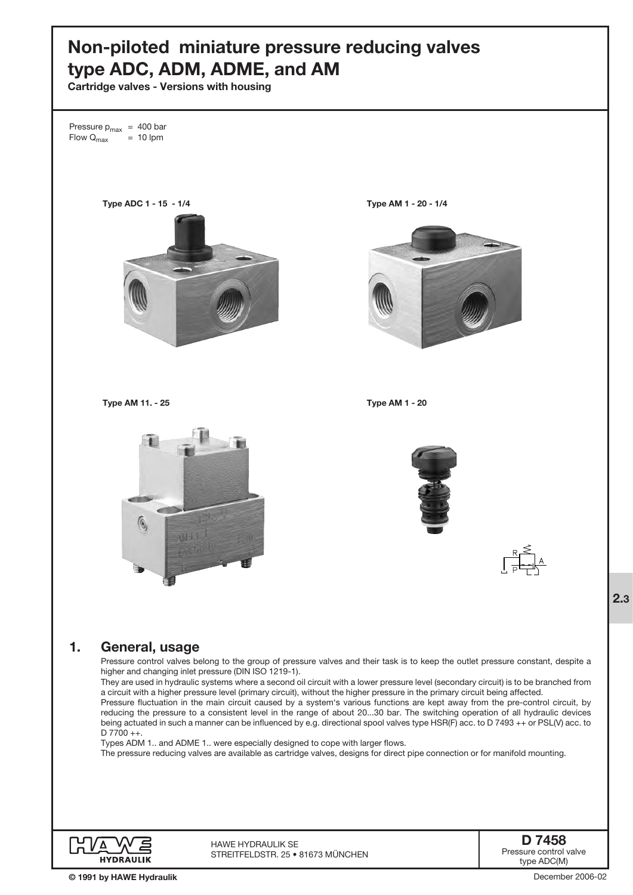# Non-piloted miniature pressure reducing valves type ADC, ADM, ADME, and AM

**Cartridge valves - Versions with housing**

Pressure $p_{max}$ = 400 bar
Flow $Q_{max}$ = 10 lpm

**Type ADC 1 - 15 - 1/4**

**Type AM 1 - 20 - 1/4**

**Type AM 11. - 25**

**Type AM 1 - 20**

## 1. General, usage

Pressure control valves belong to the group of pressure valves and their task is to keep the outlet pressure constant, despite a higher and changing inlet pressure (DIN ISO 1219-1).

They are used in hydraulic systems where a second oil circuit with a lower pressure level (secondary circuit) is to be branched from a circuit with a higher pressure level (primary circuit), without the higher pressure in the primary circuit being affected.

Pressure fluctuation in the main circuit caused by a system's various functions are kept away from the pre-control circuit, by reducing the pressure to a consistent level in the range of about 20...30 bar. The switching operation of all hydraulic devices being actuated in such a manner can be influenced by e.g. directional spool valves type HSR(F) acc. to D 7493 ++ or PSL(V) acc. to D 7700 ++.

Types ADM 1.. and ADME 1.. were especially designed to cope with larger flows.

The pressure reducing valves are available as cartridge valves, designs for direct pipe connection or for manifold mounting.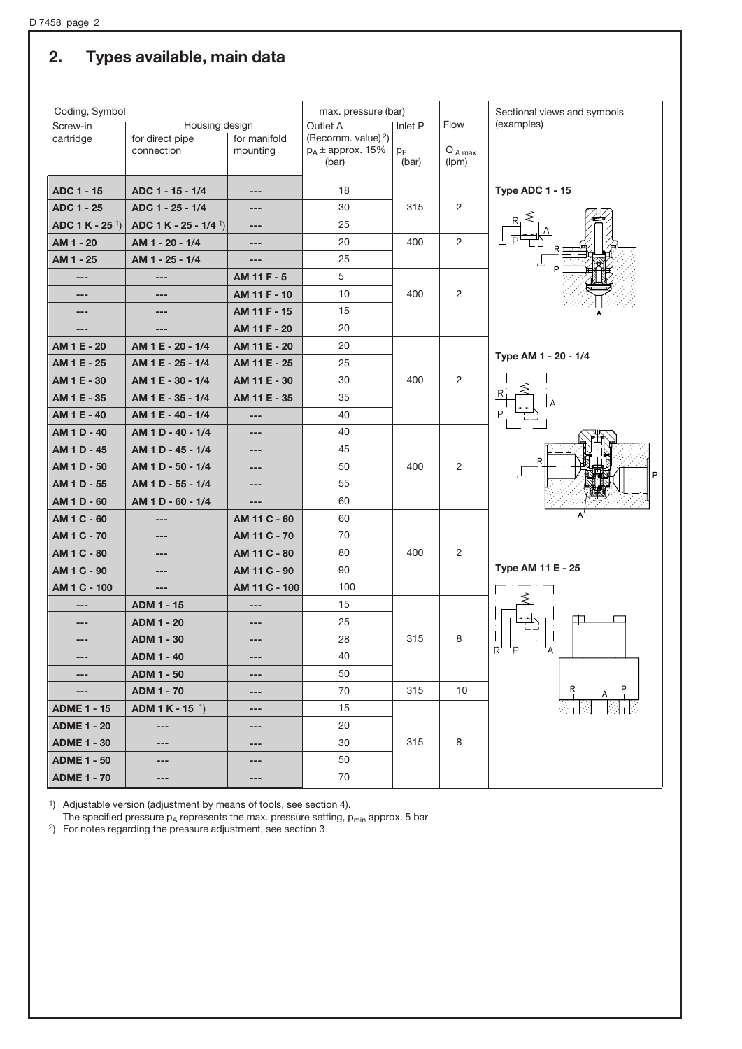## 2. Types available, main data

| Coding, Symbol | | | max. pressure (bar) | | Flow |
|---|---|---|---|---|---|
| Screw-in cartridge | Housing design for direct pipe connection | for manifold mounting | Outlet A (Recomm. value)[2] $p_A$ ± approx. 15% (bar) | Inlet P $p_E$ (bar) | $Q_{A\,max}$ (lpm) |
| **ADC 1 - 15** | **ADC 1 - 15 - 1/4** | --- | 18 | 315 | 2 |
| **ADC 1 - 25** | **ADC 1 - 25 - 1/4** | --- | 30 | | |
| **ADC 1 K - 25** [1] | **ADC 1 K - 25 - 1/4** [1] | --- | 25 | | |
| **AM 1 - 20** | **AM 1 - 20 - 1/4** | --- | 20 | 400 | 2 |
| **AM 1 - 25** | **AM 1 - 25 - 1/4** | --- | 25 | | |
| --- | --- | **AM 11 F - 5** | 5 | 400 | 2 |
| --- | --- | **AM 11 F - 10** | 10 | | |
| --- | --- | **AM 11 F - 15** | 15 | | |
| --- | --- | **AM 11 F - 20** | 20 | | |
| **AM 1 E - 20** | **AM 1 E - 20 - 1/4** | **AM 11 E - 20** | 20 | 400 | 2 |
| **AM 1 E - 25** | **AM 1 E - 25 - 1/4** | **AM 11 E - 25** | 25 | | |
| **AM 1 E - 30** | **AM 1 E - 30 - 1/4** | **AM 11 E - 30** | 30 | | |
| **AM 1 E - 35** | **AM 1 E - 35 - 1/4** | **AM 11 E - 35** | 35 | | |
| **AM 1 E - 40** | **AM 1 E - 40 - 1/4** | --- | 40 | | |
| **AM 1 D - 40** | **AM 1 D - 40 - 1/4** | --- | 40 | 400 | 2 |
| **AM 1 D - 45** | **AM 1 D - 45 - 1/4** | --- | 45 | | |
| **AM 1 D - 50** | **AM 1 D - 50 - 1/4** | --- | 50 | | |
| **AM 1 D - 55** | **AM 1 D - 55 - 1/4** | --- | 55 | | |
| **AM 1 D - 60** | **AM 1 D - 60 - 1/4** | --- | 60 | | |
| **AM 1 C - 60** | --- | **AM 11 C - 60** | 60 | 400 | 2 |
| **AM 1 C - 70** | --- | **AM 11 C - 70** | 70 | | |
| **AM 1 C - 80** | --- | **AM 11 C - 80** | 80 | | |
| **AM 1 C - 90** | --- | **AM 11 C - 90** | 90 | | |
| **AM 1 C - 100** | --- | **AM 11 C - 100** | 100 | | |
| --- | **ADM 1 - 15** | --- | 15 | 315 | 8 |
| --- | **ADM 1 - 20** | --- | 25 | | |
| --- | **ADM 1 - 30** | --- | 28 | | |
| --- | **ADM 1 - 40** | --- | 40 | | |
| --- | **ADM 1 - 50** | --- | 50 | | |
| --- | **ADM 1 - 70** | --- | 70 | 315 | 10 |
| **ADME 1 - 15** | **ADM 1 K - 15** [1] | --- | 15 | 315 | 8 |
| **ADME 1 - 20** | --- | --- | 20 | | |
| **ADME 1 - 30** | --- | --- | 30 | | |
| **ADME 1 - 50** | --- | --- | 50 | | |
| **ADME 1 - 70** | --- | --- | 70 | | |

Sectional views and symbols (examples)

**Type ADC 1 - 15**

**Type AM 1 - 20 - 1/4**

**Type AM 11 E - 25**

[1] Adjustable version (adjustment by means of tools, see section 4).
The specified pressure $p_A$ represents the max. pressure setting, $p_{min}$ approx. 5 bar

[2] For notes regarding the pressure adjustment, see section 3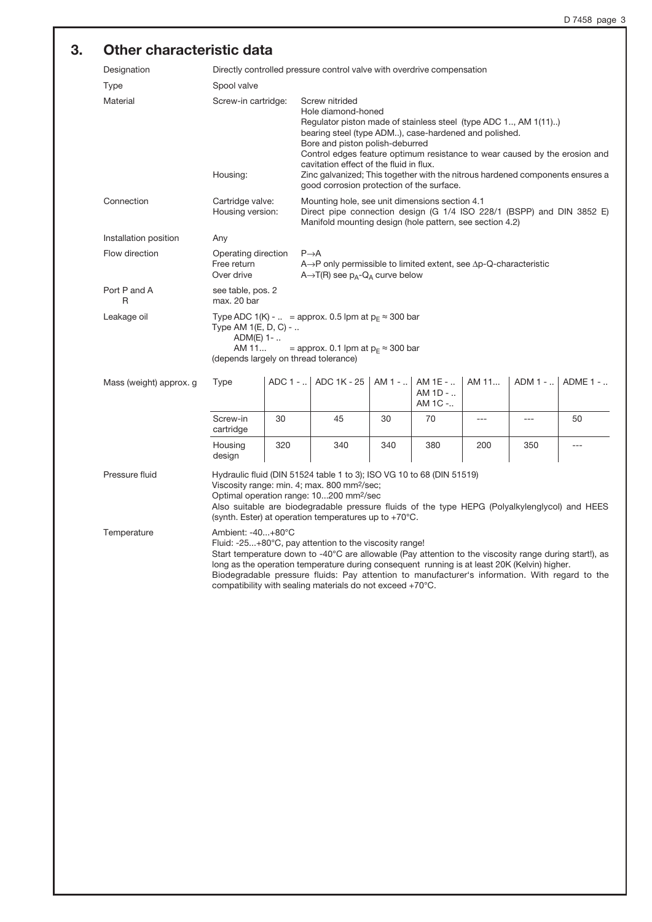# 3. Other characteristic data

| | | |
|---|---|---|
| Designation | Directly controlled pressure control valve with overdrive compensation | |
| Type | Spool valve | |
| Material | Screw-in cartridge: | Screw nitrided<br>Hole diamond-honed<br>Regulator piston made of stainless steel (type ADC 1.., AM 1(11)..)<br>bearing steel (type ADM..), case-hardened and polished.<br>Bore and piston polish-deburred<br>Control edges feature optimum resistance to wear caused by the erosion and cavitation effect of the fluid in flux. |
| | Housing: | Zinc galvanized; This together with the nitrous hardened components ensures a good corrosion protection of the surface. |
| Connection | Cartridge valve:<br>Housing version: | Mounting hole, see unit dimensions section 4.1<br>Direct pipe connection design (G 1/4 ISO 228/1 (BSPP) and DIN 3852 E)<br>Manifold mounting design (hole pattern, see section 4.2) |
| Installation position | Any | |
| Flow direction | Operating direction<br>Free return<br>Over drive | P→A<br>A→P only permissible to limited extent, see Δp-Q-characteristic<br>A→T(R) see $p_A$-$Q_A$ curve below |
| Port P and A<br>R | see table, pos. 2<br>max. 20 bar | |
| Leakage oil | Type ADC 1(K) - .. = approx. 0.5 lpm at $p_E \approx 300$ bar<br>Type AM 1(E, D, C) - ..<br>ADM(E) 1- ..<br>AM 11... = approx. 0.1 lpm at $p_E \approx 300$ bar<br>(depends largely on thread tolerance) | |

**Mass (weight) approx. g**

| Type | ADC 1 - .. | ADC 1K - 25 | AM 1 - .. | AM 1E - ..<br>AM 1D - ..<br>AM 1C -.. | AM 11... | ADM 1 - .. | ADME 1 - .. |
|---|---|---|---|---|---|---|---|
| Screw-in cartridge | 30 | 45 | 30 | 70 | --- | --- | 50 |
| Housing design | 320 | 340 | 340 | 380 | 200 | 350 | --- |

| | |
|---|---|
| Pressure fluid | Hydraulic fluid (DIN 51524 table 1 to 3); ISO VG 10 to 68 (DIN 51519)<br>Viscosity range: min. 4; max. 800 mm²/sec;<br>Optimal operation range: 10...200 mm²/sec<br>Also suitable are biodegradable pressure fluids of the type HEPG (Polyalkylenglycol) and HEES (synth. Ester) at operation temperatures up to +70°C. |
| Temperature | Ambient: -40...+80°C<br>Fluid: -25...+80°C, pay attention to the viscosity range!<br>Start temperature down to -40°C are allowable (Pay attention to the viscosity range during start!), as long as the operation temperature during consequent running is at least 20K (Kelvin) higher.<br>Biodegradable pressure fluids: Pay attention to manufacturer's information. With regard to the compatibility with sealing materials do not exceed +70°C. |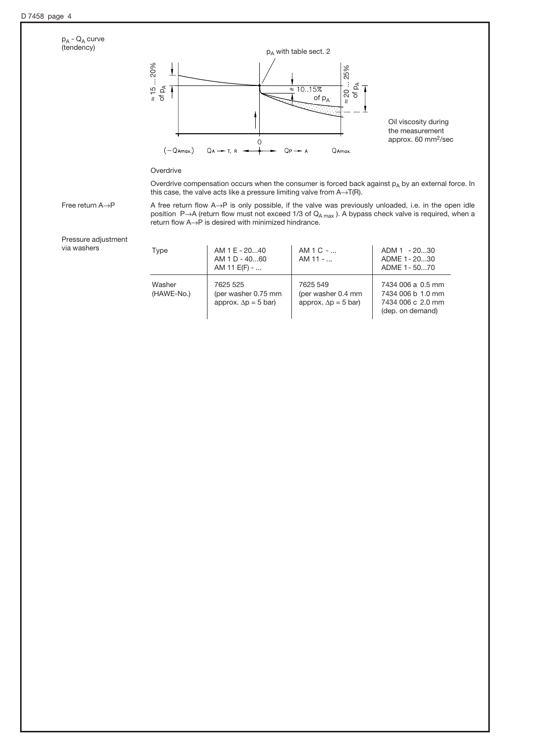$p_A$ - $Q_A$ curve (tendency)

$p_A$ with table sect. 2

≈ 15 ... 20% of $p_A$

≈ 10..15% of $p_A$

≈ 20 ... 25% of $p_A$

$(-Q_{Amax.})$ $Q_A \rightarrow T, R$ 0 $Q_P \rightarrow A$ $Q_{Amax.}$

Oil viscosity during the measurement approx. 60 mm²/sec

Overdrive

Overdrive compensation occurs when the consumer is forced back against $p_A$ by an external force. In this case, the valve acts like a pressure limiting valve from A→T(R).

**Free return A→P**

A free return flow A→P is only possible, if the valve was previously unloaded, i.e. in the open idle position P→A (return flow must not exceed 1/3 of $Q_{A\,max}$). A bypass check valve is required, when a return flow A→P is desired with minimized hindrance.

**Pressure adjustment via washers**

| Type | AM 1 E - 20...40<br>AM 1 D - 40...60<br>AM 11 E(F) - ... | AM 1 C - ...<br>AM 11 - ... | ADM 1 - 20...30<br>ADME 1 - 20...30<br>ADME 1 - 50...70 |
|---|---|---|---|
| Washer (HAWE-No.) | 7625 525<br>(per washer 0.75 mm approx. $\Delta p$ = 5 bar) | 7625 549<br>(per washer 0.4 mm approx. $\Delta p$ = 5 bar) | 7434 006 a 0.5 mm<br>7434 006 b 1.0 mm<br>7434 006 c 2.0 mm<br>(dep. on demand) |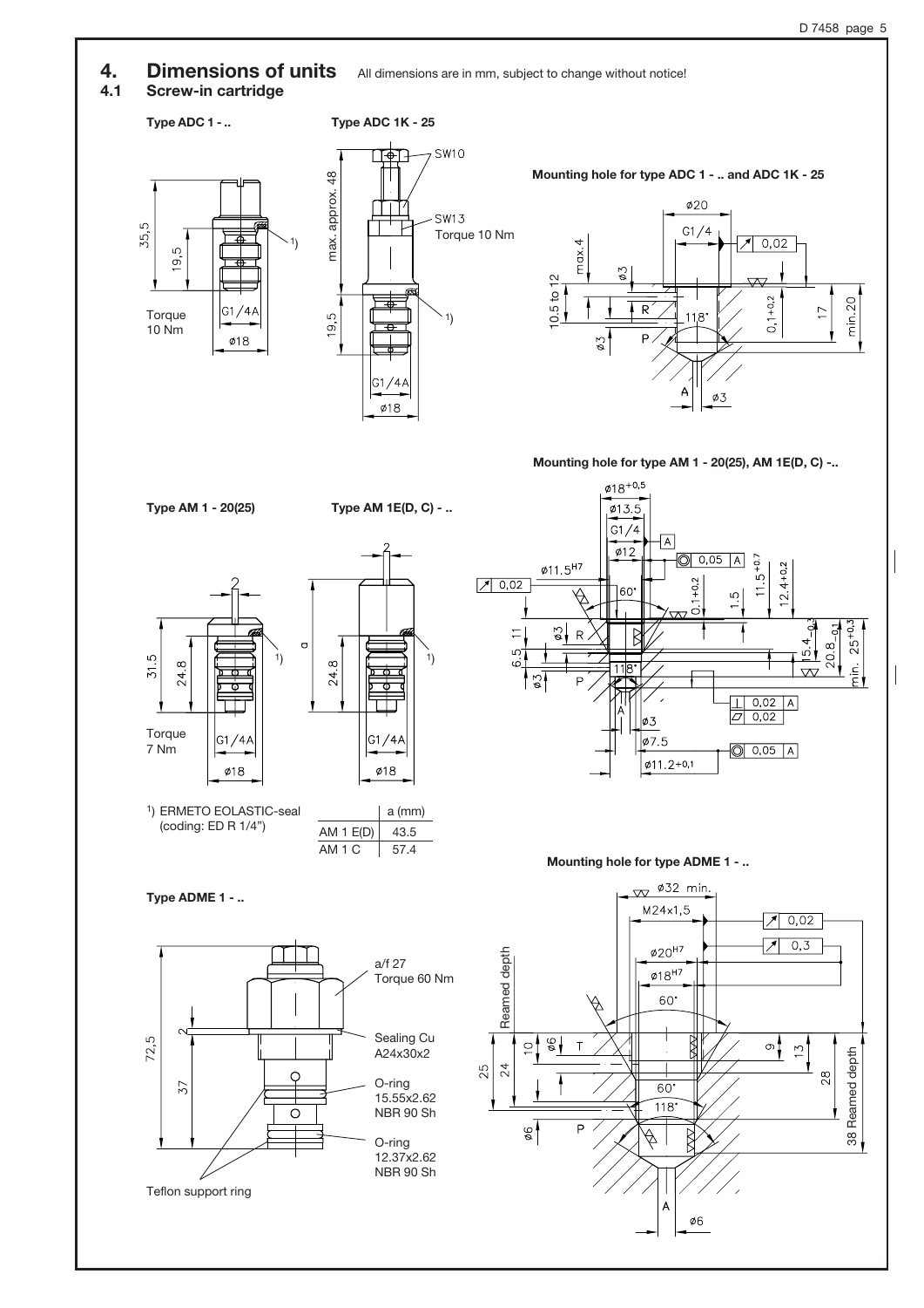# 4. Dimensions of units

All dimensions are in mm, subject to change without notice!

## 4.1 Screw-in cartridge

**Type ADC 1 - ..**

35,5
19,5
Torque 10 Nm
G1/4A
ø18

**Type ADC 1K - 25**

SW10
SW13
Torque 10 Nm
max. approx. 48
19,5
G1/4A
ø18

**Mounting hole for type ADC 1 - .. and ADC 1K - 25**

ø20
G1/4
0,02
max.4
ø3
10.5 to 12
R
118°
0,1+0,2
17
min.20
ø3
P
A
ø3

**Type AM 1 - 20(25)**

31.5
24.8
Torque 7 Nm
G1/4A
ø18

**Type AM 1E(D, C) - ..**

a
24.8
G1/4A
ø18

1) ERMETO EOLASTIC-seal (coding: ED R 1/4")

| | a (mm) |
|---|---|
| AM 1 E(D) | 43.5 |
| AM 1 C | 57.4 |

**Mounting hole for type AM 1 - 20(25), AM 1E(D, C) -..**

ø18+0,5
ø13.5
G1/4
ø12
ø11.5H7
0,02
0,05 A
60°
0,1+0,2
1.5
11.5+0,7
12.4+0,2
11
6.5
ø3
R
118°
15.4-0,3
20.8-0,1
min. 25+0,3
ø3
P
A
ø3
ø7.5
ø11.2+0,1
0,02 A
0,02
0,05 A

**Type ADME 1 - ..**

a/f 27
Torque 60 Nm
72,5
2
37
Sealing Cu A24x30x2
O-ring 15.55x2.62 NBR 90 Sh
O-ring 12.37x2.62 NBR 90 Sh
Teflon support ring

**Mounting hole for type ADME 1 - ..**

ø32 min.
M24x1,5
0,02
0,3
ø20H7
ø18H7
60°
Reamed depth
10
ø6
T
9
13
25
24
60°
118°
28
38 Reamed depth
ø6
P
A
ø6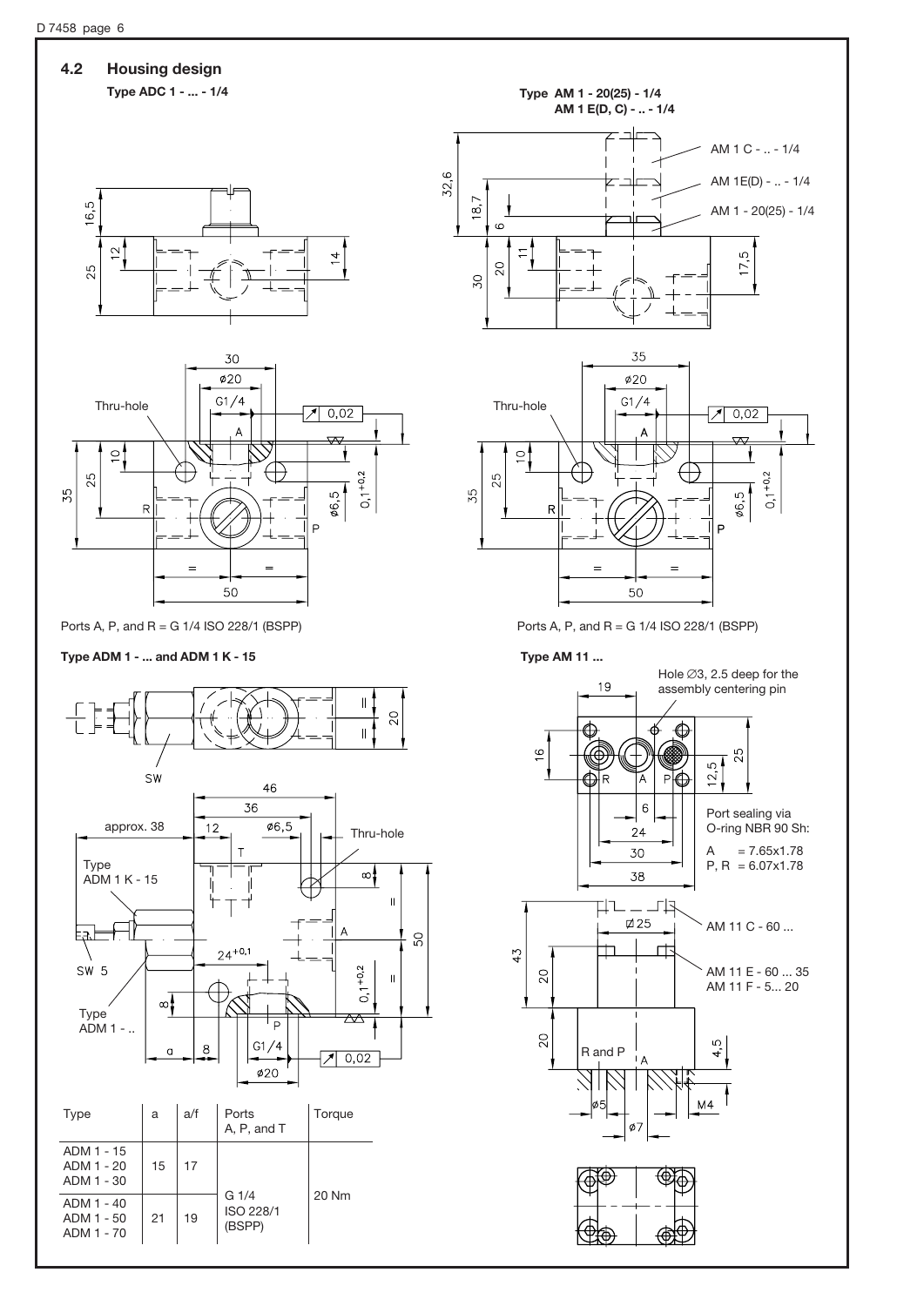## 4.2 Housing design

**Type ADC 1 - ... - 1/4**

Thru-hole

Ports A, P, and R = G 1/4 ISO 228/1 (BSPP)

**Type AM 1 - 20(25) - 1/4**
**AM 1 E(D, C) - .. - 1/4**

AM 1 C - .. - 1/4

AM 1E(D) - .. - 1/4

AM 1 - 20(25) - 1/4

Thru-hole

Ports A, P, and R = G 1/4 ISO 228/1 (BSPP)

**Type ADM 1 - ... and ADM 1 K - 15**

approx. 38

Type ADM 1 K - 15

SW 5

Type ADM 1 - ..

Thru-hole

| Type | a | a/f | Ports A, P, and T | Torque |
|---|---|---|---|---|
| ADM 1 - 15<br>ADM 1 - 20<br>ADM 1 - 30 | 15 | 17 | G 1/4 ISO 228/1 (BSPP) | 20 Nm |
| ADM 1 - 40<br>ADM 1 - 50<br>ADM 1 - 70 | 21 | 19 | | |

**Type AM 11 ...**

Hole ∅3, 2.5 deep for the assembly centering pin

Port sealing via O-ring NBR 90 Sh:

A = 7.65x1.78
P, R = 6.07x1.78

AM 11 C - 60 ...

AM 11 E - 60 ... 35
AM 11 F - 5... 20

R and P